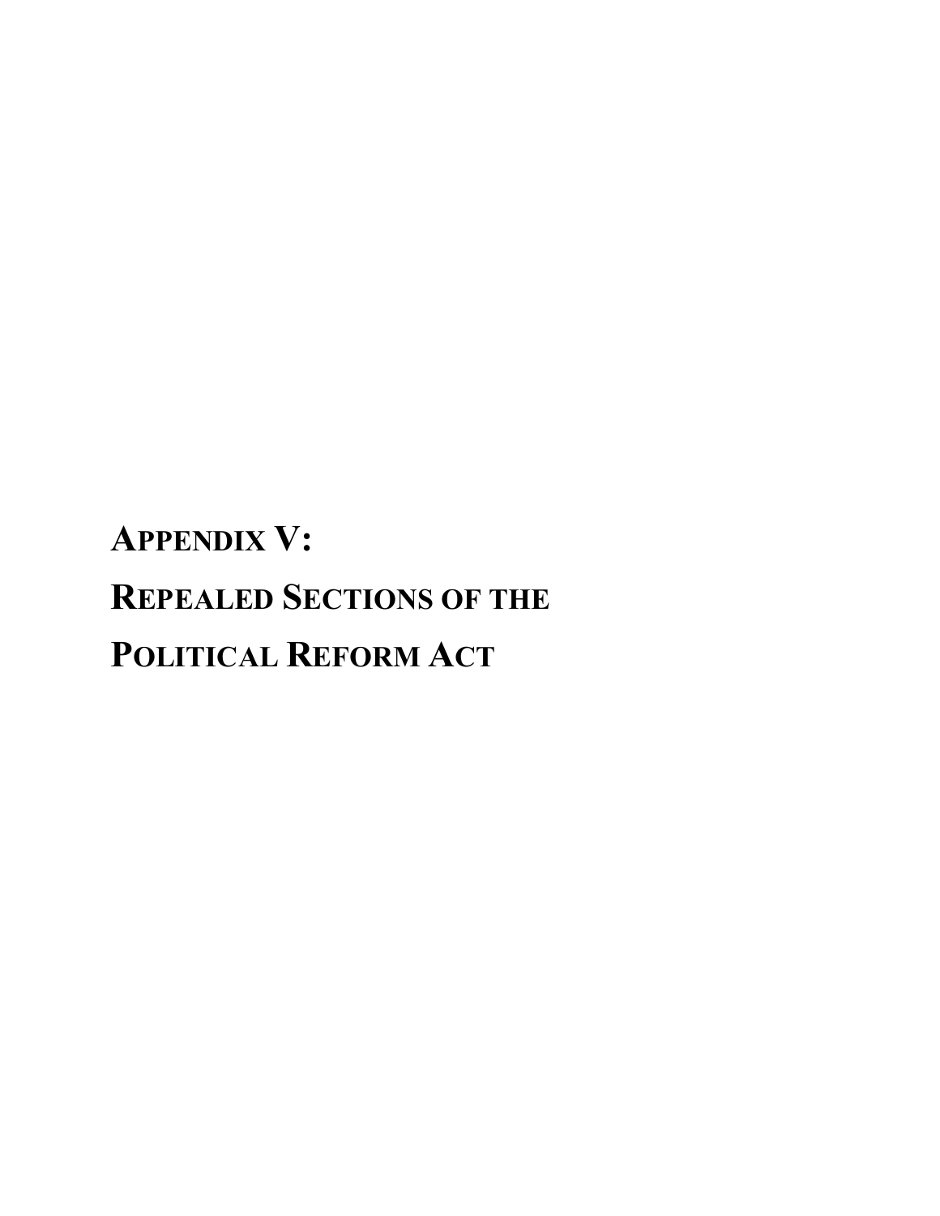# APPENDIX V:

# REPEALED SECTIONS OF THE POLITICAL REFORM ACT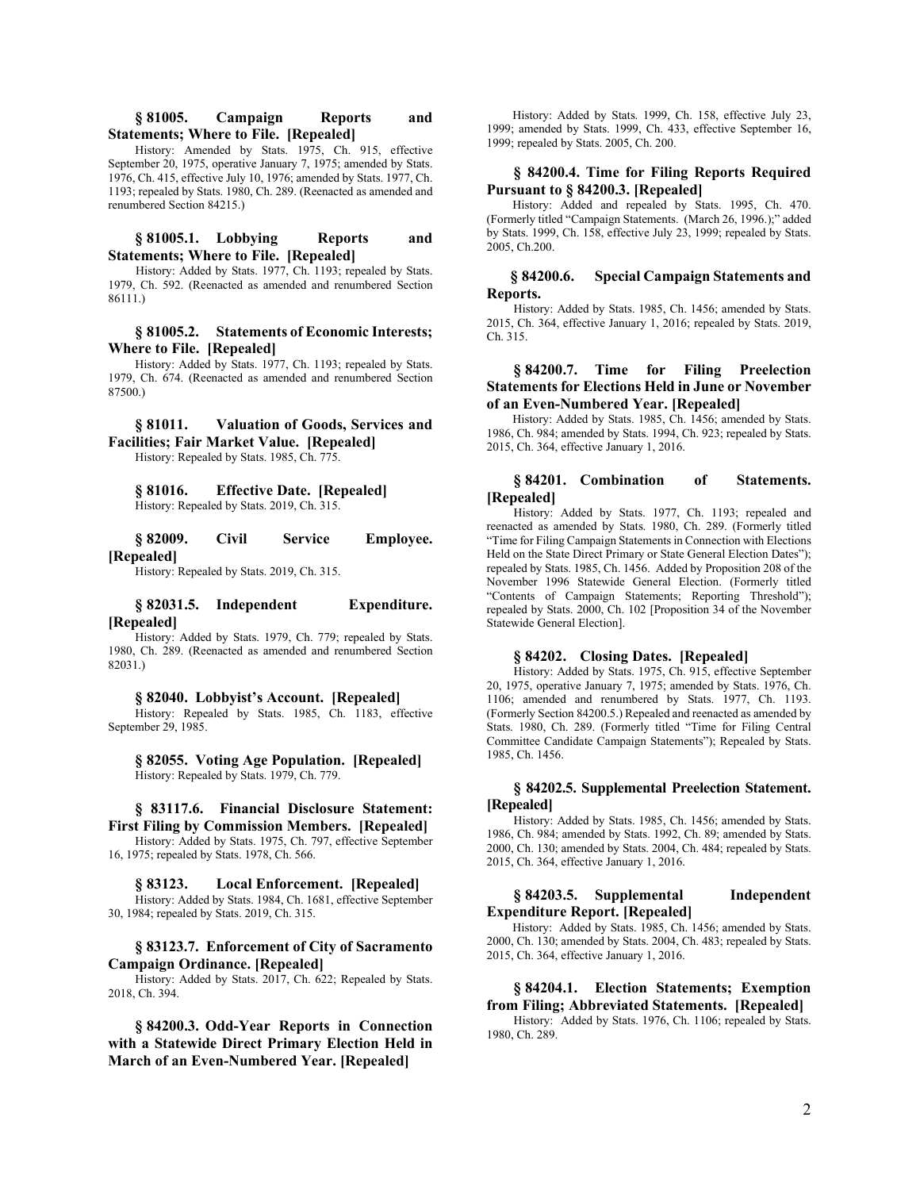**§ 81005. Campaign Reports and Statements; Where to File. [Repealed]**

History: Amended by Stats. 1975, Ch. 915, effective September 20, 1975, operative January 7, 1975; amended by Stats. 1976, Ch. 415, effective July 10, 1976; amended by Stats. 1977, Ch. 1193; repealed by Stats. 1980, Ch. 289. (Reenacted as amended and renumbered Section 84215.)

**§ 81005.1. Lobbying Reports and Statements; Where to File. [Repealed]**

History: Added by Stats. 1977, Ch. 1193; repealed by Stats. 1979, Ch. 592. (Reenacted as amended and renumbered Section 86111.)

**§ 81005.2. Statements of Economic Interests; Where to File. [Repealed]**

History: Added by Stats. 1977, Ch. 1193; repealed by Stats. 1979, Ch. 674. (Reenacted as amended and renumbered Section 87500.)

**§ 81011. Valuation of Goods, Services and Facilities; Fair Market Value. [Repealed]**

History: Repealed by Stats. 1985, Ch. 775.

**§ 81016. Effective Date. [Repealed]**

History: Repealed by Stats. 2019, Ch. 315.

**§ 82009. Civil Service Employee. [Repealed]**

History: Repealed by Stats. 2019, Ch. 315.

**§ 82031.5. Independent Expenditure. [Repealed]**

History: Added by Stats. 1979, Ch. 779; repealed by Stats. 1980, Ch. 289. (Reenacted as amended and renumbered Section 82031.)

**§ 82040. Lobbyist's Account. [Repealed]**

History: Repealed by Stats. 1985, Ch. 1183, effective September 29, 1985.

**§ 82055. Voting Age Population. [Repealed]**

History: Repealed by Stats. 1979, Ch. 779.

**§ 83117.6. Financial Disclosure Statement: First Filing by Commission Members. [Repealed]**

History: Added by Stats. 1975, Ch. 797, effective September 16, 1975; repealed by Stats. 1978, Ch. 566.

**§ 83123. Local Enforcement. [Repealed]**

History: Added by Stats. 1984, Ch. 1681, effective September 30, 1984; repealed by Stats. 2019, Ch. 315.

**§ 83123.7. Enforcement of City of Sacramento Campaign Ordinance. [Repealed]**

History: Added by Stats. 2017, Ch. 622; Repealed by Stats. 2018, Ch. 394.

**§ 84200.3. Odd-Year Reports in Connection with a Statewide Direct Primary Election Held in March of an Even-Numbered Year. [Repealed]**

History: Added by Stats. 1999, Ch. 158, effective July 23, 1999; amended by Stats. 1999, Ch. 433, effective September 16, 1999; repealed by Stats. 2005, Ch. 200.

**§ 84200.4. Time for Filing Reports Required Pursuant to § 84200.3. [Repealed]**

History: Added and repealed by Stats. 1995, Ch. 470. (Formerly titled "Campaign Statements. (March 26, 1996.);" added by Stats. 1999, Ch. 158, effective July 23, 1999; repealed by Stats. 2005, Ch.200.

**§ 84200.6. Special Campaign Statements and Reports.**

History: Added by Stats. 1985, Ch. 1456; amended by Stats. 2015, Ch. 364, effective January 1, 2016; repealed by Stats. 2019, Ch. 315.

**§ 84200.7. Time for Filing Preelection Statements for Elections Held in June or November of an Even-Numbered Year. [Repealed]**

History: Added by Stats. 1985, Ch. 1456; amended by Stats. 1986, Ch. 984; amended by Stats. 1994, Ch. 923; repealed by Stats. 2015, Ch. 364, effective January 1, 2016.

**§ 84201. Combination of Statements. [Repealed]**

History: Added by Stats. 1977, Ch. 1193; repealed and reenacted as amended by Stats. 1980, Ch. 289. (Formerly titled "Time for Filing Campaign Statements in Connection with Elections Held on the State Direct Primary or State General Election Dates"); repealed by Stats. 1985, Ch. 1456. Added by Proposition 208 of the November 1996 Statewide General Election. (Formerly titled "Contents of Campaign Statements; Reporting Threshold"); repealed by Stats. 2000, Ch. 102 [Proposition 34 of the November Statewide General Election].

**§ 84202. Closing Dates. [Repealed]**

History: Added by Stats. 1975, Ch. 915, effective September 20, 1975, operative January 7, 1975; amended by Stats. 1976, Ch. 1106; amended and renumbered by Stats. 1977, Ch. 1193. (Formerly Section 84200.5.) Repealed and reenacted as amended by Stats. 1980, Ch. 289. (Formerly titled "Time for Filing Central Committee Candidate Campaign Statements"); Repealed by Stats. 1985, Ch. 1456.

**§ 84202.5. Supplemental Preelection Statement. [Repealed]**

History: Added by Stats. 1985, Ch. 1456; amended by Stats. 1986, Ch. 984; amended by Stats. 1992, Ch. 89; amended by Stats. 2000, Ch. 130; amended by Stats. 2004, Ch. 484; repealed by Stats. 2015, Ch. 364, effective January 1, 2016.

**§ 84203.5. Supplemental Independent Expenditure Report. [Repealed]**

History: Added by Stats. 1985, Ch. 1456; amended by Stats. 2000, Ch. 130; amended by Stats. 2004, Ch. 483; repealed by Stats. 2015, Ch. 364, effective January 1, 2016.

**§ 84204.1. Election Statements; Exemption from Filing; Abbreviated Statements. [Repealed]**

History: Added by Stats. 1976, Ch. 1106; repealed by Stats. 1980, Ch. 289.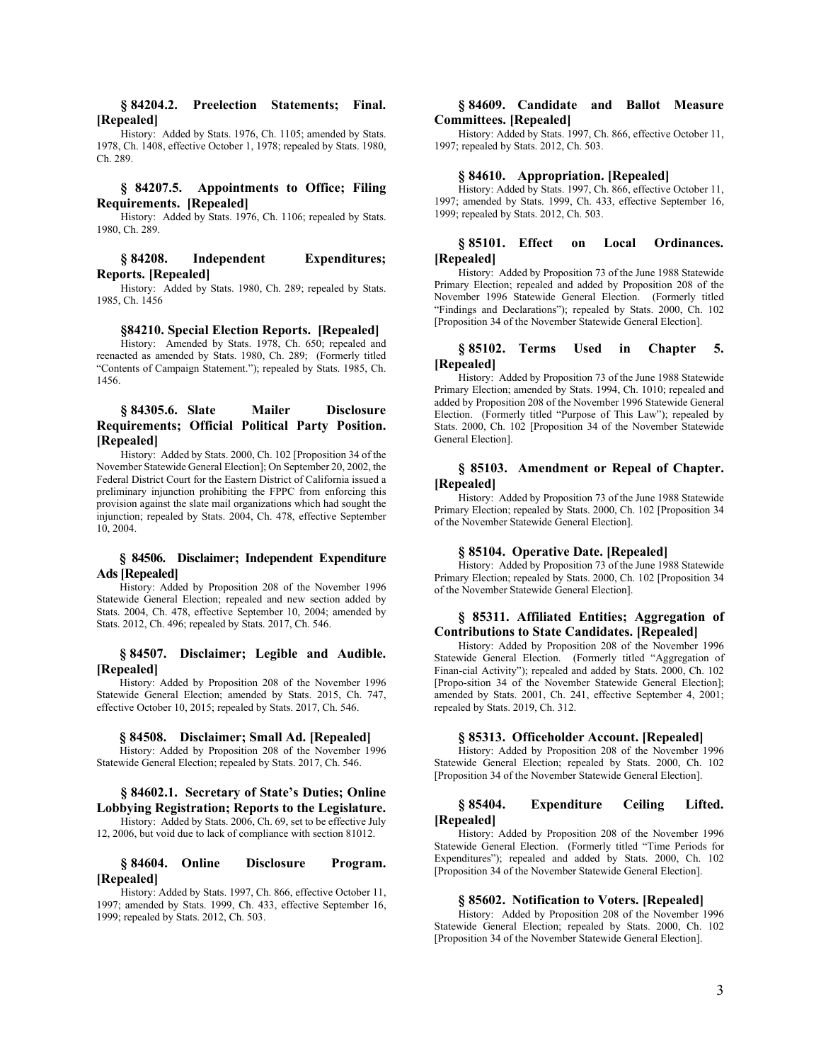**§ 84204.2. Preelection Statements; Final. [Repealed]**

History: Added by Stats. 1976, Ch. 1105; amended by Stats. 1978, Ch. 1408, effective October 1, 1978; repealed by Stats. 1980, Ch. 289.

**§ 84207.5. Appointments to Office; Filing Requirements. [Repealed]**

History: Added by Stats. 1976, Ch. 1106; repealed by Stats. 1980, Ch. 289.

**§ 84208. Independent Expenditures; Reports. [Repealed]**

History: Added by Stats. 1980, Ch. 289; repealed by Stats. 1985, Ch. 1456

**§84210. Special Election Reports. [Repealed]**

History: Amended by Stats. 1978, Ch. 650; repealed and reenacted as amended by Stats. 1980, Ch. 289; (Formerly titled "Contents of Campaign Statement."); repealed by Stats. 1985, Ch. 1456.

**§ 84305.6. Slate Mailer Disclosure Requirements; Official Political Party Position. [Repealed]**

History: Added by Stats. 2000, Ch. 102 [Proposition 34 of the November Statewide General Election]; On September 20, 2002, the Federal District Court for the Eastern District of California issued a preliminary injunction prohibiting the FPPC from enforcing this provision against the slate mail organizations which had sought the injunction; repealed by Stats. 2004, Ch. 478, effective September 10, 2004.

**§ 84506. Disclaimer; Independent Expenditure Ads [Repealed]**

History: Added by Proposition 208 of the November 1996 Statewide General Election; repealed and new section added by Stats. 2004, Ch. 478, effective September 10, 2004; amended by Stats. 2012, Ch. 496; repealed by Stats. 2017, Ch. 546.

**§ 84507. Disclaimer; Legible and Audible. [Repealed]**

History: Added by Proposition 208 of the November 1996 Statewide General Election; amended by Stats. 2015, Ch. 747, effective October 10, 2015; repealed by Stats. 2017, Ch. 546.

**§ 84508. Disclaimer; Small Ad. [Repealed]**

History: Added by Proposition 208 of the November 1996 Statewide General Election; repealed by Stats. 2017, Ch. 546.

**§ 84602.1. Secretary of State's Duties; Online Lobbying Registration; Reports to the Legislature.**

History: Added by Stats. 2006, Ch. 69, set to be effective July 12, 2006, but void due to lack of compliance with section 81012.

**§ 84604. Online Disclosure Program. [Repealed]**

History: Added by Stats. 1997, Ch. 866, effective October 11, 1997; amended by Stats. 1999, Ch. 433, effective September 16, 1999; repealed by Stats. 2012, Ch. 503.

**§ 84609. Candidate and Ballot Measure Committees. [Repealed]**

History: Added by Stats. 1997, Ch. 866, effective October 11, 1997; repealed by Stats. 2012, Ch. 503.

**§ 84610. Appropriation. [Repealed]**

History: Added by Stats. 1997, Ch. 866, effective October 11, 1997; amended by Stats. 1999, Ch. 433, effective September 16, 1999; repealed by Stats. 2012, Ch. 503.

**§ 85101. Effect on Local Ordinances. [Repealed]**

History: Added by Proposition 73 of the June 1988 Statewide Primary Election; repealed and added by Proposition 208 of the November 1996 Statewide General Election. (Formerly titled "Findings and Declarations"); repealed by Stats. 2000, Ch. 102 [Proposition 34 of the November Statewide General Election].

**§ 85102. Terms Used in Chapter 5. [Repealed]**

History: Added by Proposition 73 of the June 1988 Statewide Primary Election; amended by Stats. 1994, Ch. 1010; repealed and added by Proposition 208 of the November 1996 Statewide General Election. (Formerly titled "Purpose of This Law"); repealed by Stats. 2000, Ch. 102 [Proposition 34 of the November Statewide General Election].

**§ 85103. Amendment or Repeal of Chapter. [Repealed]**

History: Added by Proposition 73 of the June 1988 Statewide Primary Election; repealed by Stats. 2000, Ch. 102 [Proposition 34 of the November Statewide General Election].

**§ 85104. Operative Date. [Repealed]**

History: Added by Proposition 73 of the June 1988 Statewide Primary Election; repealed by Stats. 2000, Ch. 102 [Proposition 34 of the November Statewide General Election].

**§ 85311. Affiliated Entities; Aggregation of Contributions to State Candidates. [Repealed]**

History: Added by Proposition 208 of the November 1996 Statewide General Election. (Formerly titled "Aggregation of Finan-cial Activity"); repealed and added by Stats. 2000, Ch. 102 [Propo-sition 34 of the November Statewide General Election]; amended by Stats. 2001, Ch. 241, effective September 4, 2001; repealed by Stats. 2019, Ch. 312.

**§ 85313. Officeholder Account. [Repealed]**

History: Added by Proposition 208 of the November 1996 Statewide General Election; repealed by Stats. 2000, Ch. 102 [Proposition 34 of the November Statewide General Election].

**§ 85404. Expenditure Ceiling Lifted. [Repealed]**

History: Added by Proposition 208 of the November 1996 Statewide General Election. (Formerly titled "Time Periods for Expenditures"); repealed and added by Stats. 2000, Ch. 102 [Proposition 34 of the November Statewide General Election].

**§ 85602. Notification to Voters. [Repealed]**

History: Added by Proposition 208 of the November 1996 Statewide General Election; repealed by Stats. 2000, Ch. 102 [Proposition 34 of the November Statewide General Election].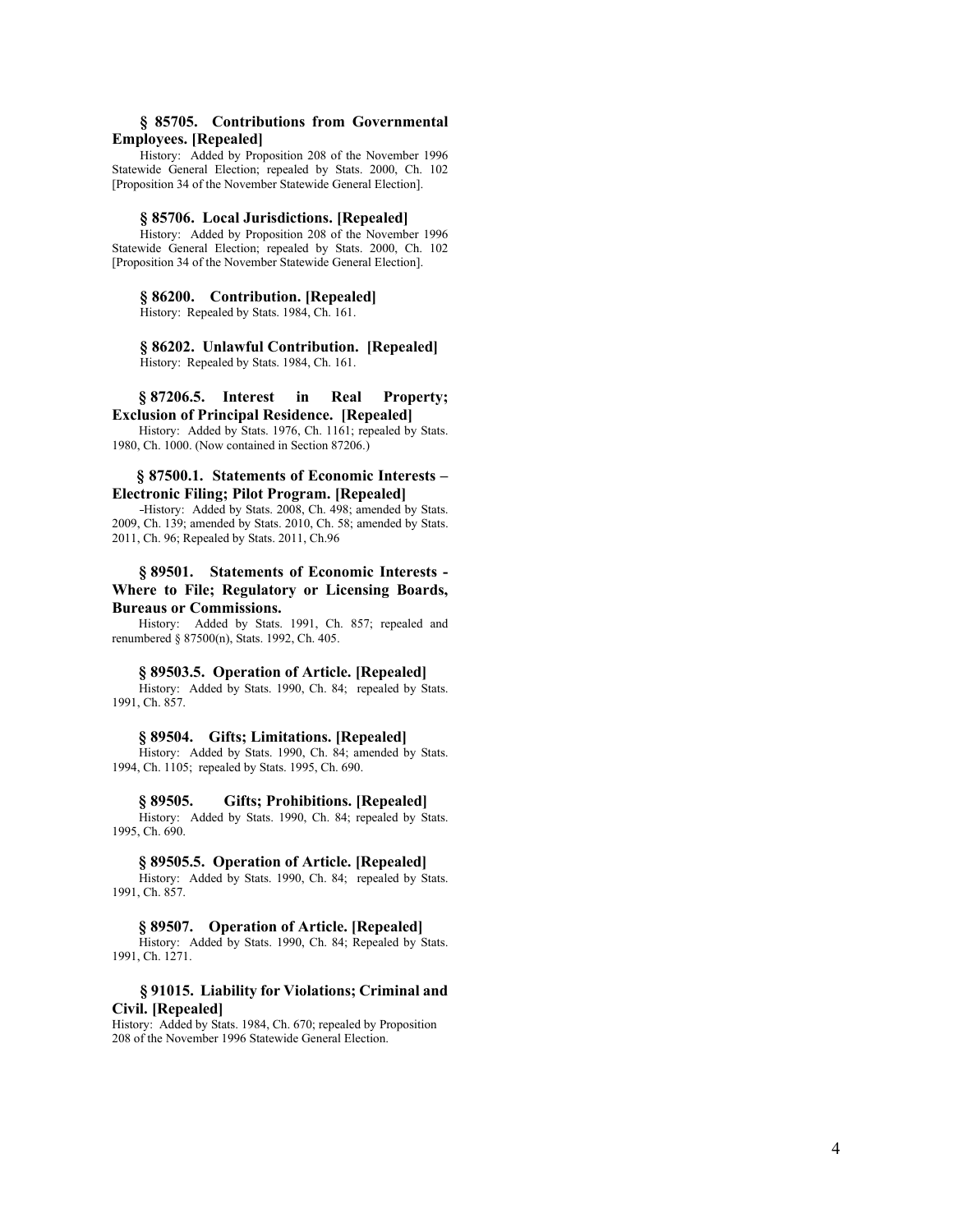### § 85705. Contributions from Governmental Employees. [Repealed]

History: Added by Proposition 208 of the November 1996 Statewide General Election; repealed by Stats. 2000, Ch. 102 [Proposition 34 of the November Statewide General Election].

### § 85706. Local Jurisdictions. [Repealed]

History: Added by Proposition 208 of the November 1996 Statewide General Election; repealed by Stats. 2000, Ch. 102 [Proposition 34 of the November Statewide General Election].

### § 86200. Contribution. [Repealed]

History: Repealed by Stats. 1984, Ch. 161.

### § 86202. Unlawful Contribution. [Repealed]

History: Repealed by Stats. 1984, Ch. 161.

### § 87206.5. Interest in Real Property; Exclusion of Principal Residence. [Repealed]

History: Added by Stats. 1976, Ch. 1161; repealed by Stats. 1980, Ch. 1000. (Now contained in Section 87206.)

### § 87500.1. Statements of Economic Interests – Electronic Filing; Pilot Program. [Repealed]

-History: Added by Stats. 2008, Ch. 498; amended by Stats. 2009, Ch. 139; amended by Stats. 2010, Ch. 58; amended by Stats. 2011, Ch. 96; Repealed by Stats. 2011, Ch.96

### § 89501. Statements of Economic Interests - Where to File; Regulatory or Licensing Boards, Bureaus or Commissions.

History: Added by Stats. 1991, Ch. 857; repealed and renumbered § 87500(n), Stats. 1992, Ch. 405.

### § 89503.5. Operation of Article. [Repealed]

History: Added by Stats. 1990, Ch. 84; repealed by Stats. 1991, Ch. 857.

### § 89504. Gifts; Limitations. [Repealed]

History: Added by Stats. 1990, Ch. 84; amended by Stats. 1994, Ch. 1105; repealed by Stats. 1995, Ch. 690.

### § 89505. Gifts; Prohibitions. [Repealed]

History: Added by Stats. 1990, Ch. 84; repealed by Stats. 1995, Ch. 690.

### § 89505.5. Operation of Article. [Repealed]

History: Added by Stats. 1990, Ch. 84; repealed by Stats. 1991, Ch. 857.

### § 89507. Operation of Article. [Repealed]

History: Added by Stats. 1990, Ch. 84; Repealed by Stats. 1991, Ch. 1271.

### § 91015. Liability for Violations; Criminal and Civil. [Repealed]

History: Added by Stats. 1984, Ch. 670; repealed by Proposition 208 of the November 1996 Statewide General Election.